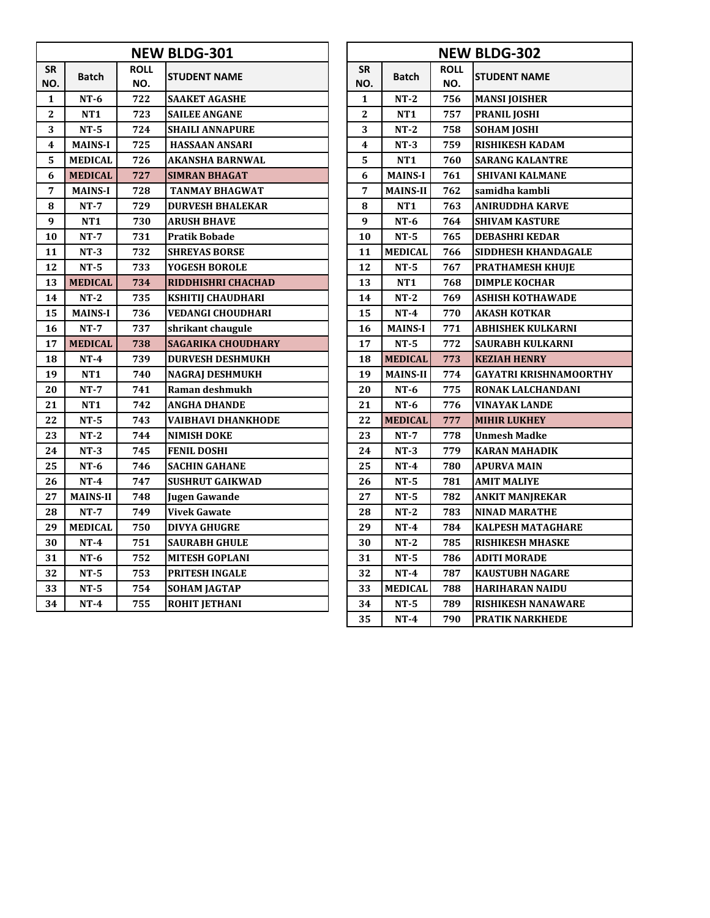## NEW BLDG-301

| SR NO. | Batch | ROLL NO. | STUDENT NAME |
|---|---|---|---|
| 1 | NT-6 | 722 | SAAKET AGASHE |
| 2 | NT1 | 723 | SAILEE ANGANE |
| 3 | NT-5 | 724 | SHAILI ANNAPURE |
| 4 | MAINS-I | 725 | HASSAAN ANSARI |
| 5 | MEDICAL | 726 | AKANSHA BARNWAL |
| 6 | MEDICAL | 727 | SIMRAN BHAGAT |
| 7 | MAINS-I | 728 | TANMAY BHAGWAT |
| 8 | NT-7 | 729 | DURVESH BHALEKAR |
| 9 | NT1 | 730 | ARUSH BHAVE |
| 10 | NT-7 | 731 | Pratik Bobade |
| 11 | NT-3 | 732 | SHREYAS BORSE |
| 12 | NT-5 | 733 | YOGESH BOROLE |
| 13 | MEDICAL | 734 | RIDDHISHRI CHACHAD |
| 14 | NT-2 | 735 | KSHITIJ CHAUDHARI |
| 15 | MAINS-I | 736 | VEDANGI CHOUDHARI |
| 16 | NT-7 | 737 | shrikant chaugule |
| 17 | MEDICAL | 738 | SAGARIKA CHOUDHARY |
| 18 | NT-4 | 739 | DURVESH DESHMUKH |
| 19 | NT1 | 740 | NAGRAJ DESHMUKH |
| 20 | NT-7 | 741 | Raman deshmukh |
| 21 | NT1 | 742 | ANGHA DHANDE |
| 22 | NT-5 | 743 | VAIBHAVI DHANKHODE |
| 23 | NT-2 | 744 | NIMISH DOKE |
| 24 | NT-3 | 745 | FENIL DOSHI |
| 25 | NT-6 | 746 | SACHIN GAHANE |
| 26 | NT-4 | 747 | SUSHRUT GAIKWAD |
| 27 | MAINS-II | 748 | Jugen Gawande |
| 28 | NT-7 | 749 | Vivek Gawate |
| 29 | MEDICAL | 750 | DIVYA GHUGRE |
| 30 | NT-4 | 751 | SAURABH GHULE |
| 31 | NT-6 | 752 | MITESH GOPLANI |
| 32 | NT-5 | 753 | PRITESH INGALE |
| 33 | NT-5 | 754 | SOHAM JAGTAP |
| 34 | NT-4 | 755 | ROHIT JETHANI |

## NEW BLDG-302

| SR NO. | Batch | ROLL NO. | STUDENT NAME |
|---|---|---|---|
| 1 | NT-2 | 756 | MANSI JOISHER |
| 2 | NT1 | 757 | PRANIL JOSHI |
| 3 | NT-2 | 758 | SOHAM JOSHI |
| 4 | NT-3 | 759 | RISHIKESH KADAM |
| 5 | NT1 | 760 | SARANG KALANTRE |
| 6 | MAINS-I | 761 | SHIVANI KALMANE |
| 7 | MAINS-II | 762 | samidha kambli |
| 8 | NT1 | 763 | ANIRUDDHA KARVE |
| 9 | NT-6 | 764 | SHIVAM KASTURE |
| 10 | NT-5 | 765 | DEBASHRI KEDAR |
| 11 | MEDICAL | 766 | SIDDHESH KHANDAGALE |
| 12 | NT-5 | 767 | PRATHAMESH KHUJE |
| 13 | NT1 | 768 | DIMPLE KOCHAR |
| 14 | NT-2 | 769 | ASHISH KOTHAWADE |
| 15 | NT-4 | 770 | AKASH KOTKAR |
| 16 | MAINS-I | 771 | ABHISHEK KULKARNI |
| 17 | NT-5 | 772 | SAURABH KULKARNI |
| 18 | MEDICAL | 773 | KEZIAH HENRY |
| 19 | MAINS-II | 774 | GAYATRI KRISHNAMOORTHY |
| 20 | NT-6 | 775 | RONAK LALCHANDANI |
| 21 | NT-6 | 776 | VINAYAK LANDE |
| 22 | MEDICAL | 777 | MIHIR LUKHEY |
| 23 | NT-7 | 778 | Unmesh Madke |
| 24 | NT-3 | 779 | KARAN MAHADIK |
| 25 | NT-4 | 780 | APURVA MAIN |
| 26 | NT-5 | 781 | AMIT MALIYE |
| 27 | NT-5 | 782 | ANKIT MANJREKAR |
| 28 | NT-2 | 783 | NINAD MARATHE |
| 29 | NT-4 | 784 | KALPESH MATAGHARE |
| 30 | NT-2 | 785 | RISHIKESH MHASKE |
| 31 | NT-5 | 786 | ADITI MORADE |
| 32 | NT-4 | 787 | KAUSTUBH NAGARE |
| 33 | MEDICAL | 788 | HARIHARAN NAIDU |
| 34 | NT-5 | 789 | RISHIKESH NANAWARE |
| 35 | NT-4 | 790 | PRATIK NARKHEDE |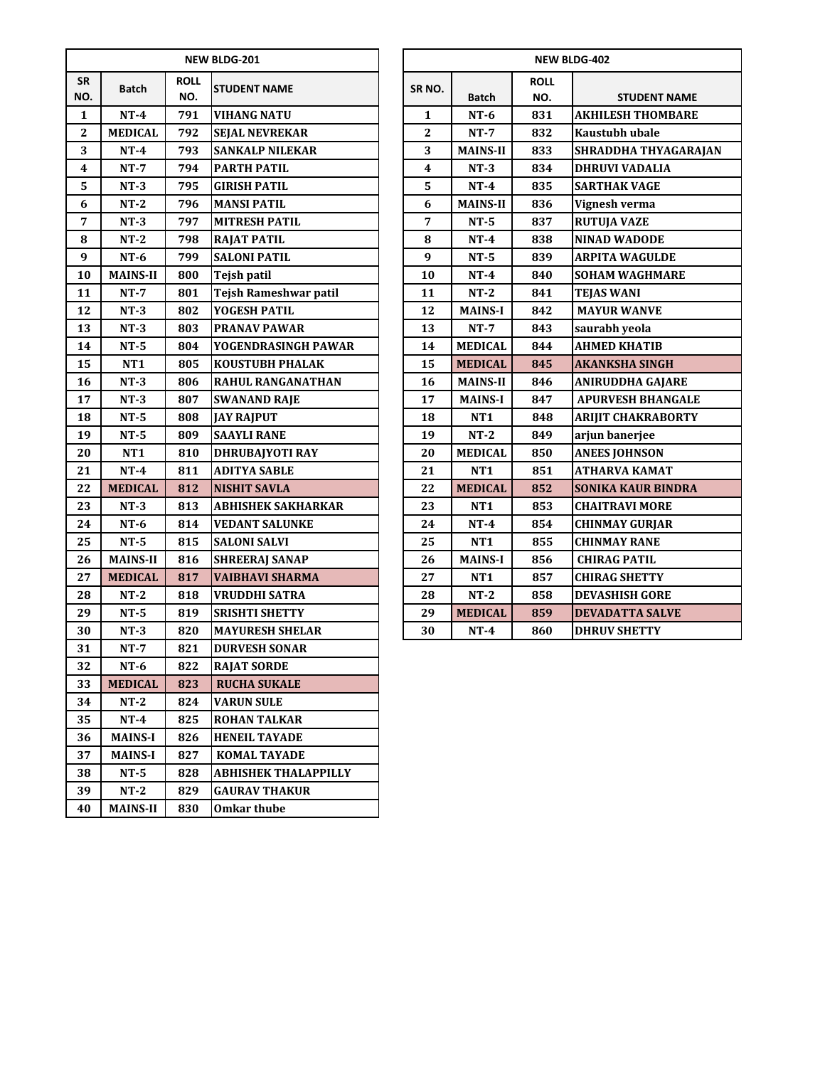| NEW BLDG-201 | | | |
|---|---|---|---|
| SR NO. | Batch | ROLL NO. | STUDENT NAME |
| 1 | NT-4 | 791 | VIHANG NATU |
| 2 | MEDICAL | 792 | SEJAL NEVREKAR |
| 3 | NT-4 | 793 | SANKALP NILEKAR |
| 4 | NT-7 | 794 | PARTH PATIL |
| 5 | NT-3 | 795 | GIRISH PATIL |
| 6 | NT-2 | 796 | MANSI PATIL |
| 7 | NT-3 | 797 | MITRESH PATIL |
| 8 | NT-2 | 798 | RAJAT PATIL |
| 9 | NT-6 | 799 | SALONI PATIL |
| 10 | MAINS-II | 800 | Tejsh patil |
| 11 | NT-7 | 801 | Tejsh Rameshwar patil |
| 12 | NT-3 | 802 | YOGESH PATIL |
| 13 | NT-3 | 803 | PRANAV PAWAR |
| 14 | NT-5 | 804 | YOGENDRASINGH PAWAR |
| 15 | NT1 | 805 | KOUSTUBH PHALAK |
| 16 | NT-3 | 806 | RAHUL RANGANATHAN |
| 17 | NT-3 | 807 | SWANAND RAJE |
| 18 | NT-5 | 808 | JAY RAJPUT |
| 19 | NT-5 | 809 | SAAYLI RANE |
| 20 | NT1 | 810 | DHRUBAJYOTI RAY |
| 21 | NT-4 | 811 | ADITYA SABLE |
| 22 | MEDICAL | 812 | NISHIT SAVLA |
| 23 | NT-3 | 813 | ABHISHEK SAKHARKAR |
| 24 | NT-6 | 814 | VEDANT SALUNKE |
| 25 | NT-5 | 815 | SALONI SALVI |
| 26 | MAINS-II | 816 | SHREERAJ SANAP |
| 27 | MEDICAL | 817 | VAIBHAVI SHARMA |
| 28 | NT-2 | 818 | VRUDDHI SATRA |
| 29 | NT-5 | 819 | SRISHTI SHETTY |
| 30 | NT-3 | 820 | MAYURESH SHELAR |
| 31 | NT-7 | 821 | DURVESH SONAR |
| 32 | NT-6 | 822 | RAJAT SORDE |
| 33 | MEDICAL | 823 | RUCHA SUKALE |
| 34 | NT-2 | 824 | VARUN SULE |
| 35 | NT-4 | 825 | ROHAN TALKAR |
| 36 | MAINS-I | 826 | HENEIL TAYADE |
| 37 | MAINS-I | 827 | KOMAL TAYADE |
| 38 | NT-5 | 828 | ABHISHEK THALAPPILLY |
| 39 | NT-2 | 829 | GAURAV THAKUR |
| 40 | MAINS-II | 830 | Omkar thube |

| NEW BLDG-402 | | | |
|---|---|---|---|
| SR NO. | Batch | ROLL NO. | STUDENT NAME |
| 1 | NT-6 | 831 | AKHILESH THOMBARE |
| 2 | NT-7 | 832 | Kaustubh ubale |
| 3 | MAINS-II | 833 | SHRADDHA THYAGARAJAN |
| 4 | NT-3 | 834 | DHRUVI VADALIA |
| 5 | NT-4 | 835 | SARTHAK VAGE |
| 6 | MAINS-II | 836 | Vignesh verma |
| 7 | NT-5 | 837 | RUTUJA VAZE |
| 8 | NT-4 | 838 | NINAD WADODE |
| 9 | NT-5 | 839 | ARPITA WAGULDE |
| 10 | NT-4 | 840 | SOHAM WAGHMARE |
| 11 | NT-2 | 841 | TEJAS WANI |
| 12 | MAINS-I | 842 | MAYUR WANVE |
| 13 | NT-7 | 843 | saurabh yeola |
| 14 | MEDICAL | 844 | AHMED KHATIB |
| 15 | MEDICAL | 845 | AKANKSHA SINGH |
| 16 | MAINS-II | 846 | ANIRUDDHA GAJARE |
| 17 | MAINS-I | 847 | APURVESH BHANGALE |
| 18 | NT1 | 848 | ARIJIT CHAKRABORTY |
| 19 | NT-2 | 849 | arjun banerjee |
| 20 | MEDICAL | 850 | ANEES JOHNSON |
| 21 | NT1 | 851 | ATHARVA KAMAT |
| 22 | MEDICAL | 852 | SONIKA KAUR BINDRA |
| 23 | NT1 | 853 | CHAITRAVI MORE |
| 24 | NT-4 | 854 | CHINMAY GURJAR |
| 25 | NT1 | 855 | CHINMAY RANE |
| 26 | MAINS-I | 856 | CHIRAG PATIL |
| 27 | NT1 | 857 | CHIRAG SHETTY |
| 28 | NT-2 | 858 | DEVASHISH GORE |
| 29 | MEDICAL | 859 | DEVADATTA SALVE |
| 30 | NT-4 | 860 | DHRUV SHETTY |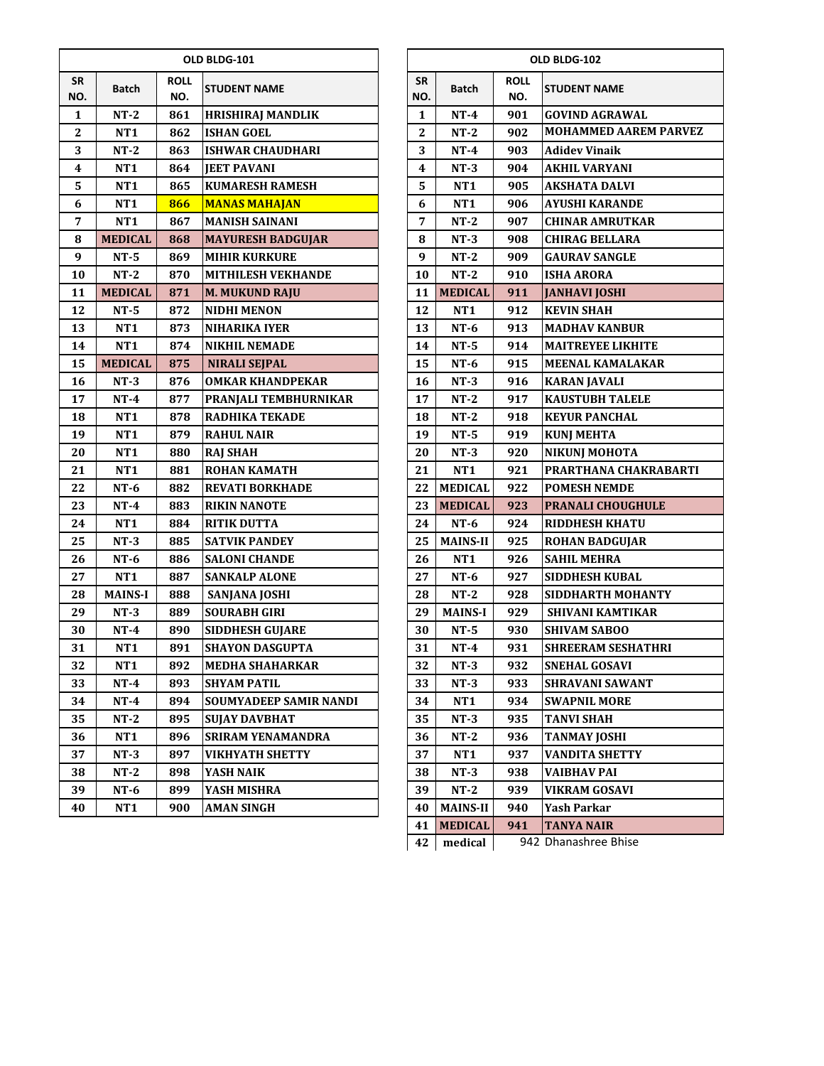## OLD BLDG-101

| SR NO. | Batch | ROLL NO. | STUDENT NAME |
|---|---|---|---|
| 1 | NT-2 | 861 | HRISHIRAJ MANDLIK |
| 2 | NT1 | 862 | ISHAN GOEL |
| 3 | NT-2 | 863 | ISHWAR CHAUDHARI |
| 4 | NT1 | 864 | JEET PAVANI |
| 5 | NT1 | 865 | KUMARESH RAMESH |
| 6 | NT1 | 866 | MANAS MAHAJAN |
| 7 | NT1 | 867 | MANISH SAINANI |
| 8 | MEDICAL | 868 | MAYURESH BADGUJAR |
| 9 | NT-5 | 869 | MIHIR KURKURE |
| 10 | NT-2 | 870 | MITHILESH VEKHANDE |
| 11 | MEDICAL | 871 | M. MUKUND RAJU |
| 12 | NT-5 | 872 | NIDHI MENON |
| 13 | NT1 | 873 | NIHARIKA IYER |
| 14 | NT1 | 874 | NIKHIL NEMADE |
| 15 | MEDICAL | 875 | NIRALI SEJPAL |
| 16 | NT-3 | 876 | OMKAR KHANDPEKAR |
| 17 | NT-4 | 877 | PRANJALI TEMBHURNIKAR |
| 18 | NT1 | 878 | RADHIKA TEKADE |
| 19 | NT1 | 879 | RAHUL NAIR |
| 20 | NT1 | 880 | RAJ SHAH |
| 21 | NT1 | 881 | ROHAN KAMATH |
| 22 | NT-6 | 882 | REVATI BORKHADE |
| 23 | NT-4 | 883 | RIKIN NANOTE |
| 24 | NT1 | 884 | RITIK DUTTA |
| 25 | NT-3 | 885 | SATVIK PANDEY |
| 26 | NT-6 | 886 | SALONI CHANDE |
| 27 | NT1 | 887 | SANKALP ALONE |
| 28 | MAINS-I | 888 | SANJANA JOSHI |
| 29 | NT-3 | 889 | SOURABH GIRI |
| 30 | NT-4 | 890 | SIDDHESH GUJARE |
| 31 | NT1 | 891 | SHAYON DASGUPTA |
| 32 | NT1 | 892 | MEDHA SHAHARKAR |
| 33 | NT-4 | 893 | SHYAM PATIL |
| 34 | NT-4 | 894 | SOUMYADEEP SAMIR NANDI |
| 35 | NT-2 | 895 | SUJAY DAVBHAT |
| 36 | NT1 | 896 | SRIRAM YENAMANDRA |
| 37 | NT-3 | 897 | VIKHYATH SHETTY |
| 38 | NT-2 | 898 | YASH NAIK |
| 39 | NT-6 | 899 | YASH MISHRA |
| 40 | NT1 | 900 | AMAN SINGH |

## OLD BLDG-102

| SR NO. | Batch | ROLL NO. | STUDENT NAME |
|---|---|---|---|
| 1 | NT-4 | 901 | GOVIND AGRAWAL |
| 2 | NT-2 | 902 | MOHAMMED AAREM PARVEZ |
| 3 | NT-4 | 903 | Adidev Vinaik |
| 4 | NT-3 | 904 | AKHIL VARYANI |
| 5 | NT1 | 905 | AKSHATA DALVI |
| 6 | NT1 | 906 | AYUSHI KARANDE |
| 7 | NT-2 | 907 | CHINAR AMRUTKAR |
| 8 | NT-3 | 908 | CHIRAG BELLARA |
| 9 | NT-2 | 909 | GAURAV SANGLE |
| 10 | NT-2 | 910 | ISHA ARORA |
| 11 | MEDICAL | 911 | JANHAVI JOSHI |
| 12 | NT1 | 912 | KEVIN SHAH |
| 13 | NT-6 | 913 | MADHAV KANBUR |
| 14 | NT-5 | 914 | MAITREYEE LIKHITE |
| 15 | NT-6 | 915 | MEENAL KAMALAKAR |
| 16 | NT-3 | 916 | KARAN JAVALI |
| 17 | NT-2 | 917 | KAUSTUBH TALELE |
| 18 | NT-2 | 918 | KEYUR PANCHAL |
| 19 | NT-5 | 919 | KUNJ MEHTA |
| 20 | NT-3 | 920 | NIKUNJ MOHOTA |
| 21 | NT1 | 921 | PRARTHANA CHAKRABARTI |
| 22 | MEDICAL | 922 | POMESH NEMDE |
| 23 | MEDICAL | 923 | PRANALI CHOUGHULE |
| 24 | NT-6 | 924 | RIDDHESH KHATU |
| 25 | MAINS-II | 925 | ROHAN BADGUJAR |
| 26 | NT1 | 926 | SAHIL MEHRA |
| 27 | NT-6 | 927 | SIDDHESH KUBAL |
| 28 | NT-2 | 928 | SIDDHARTH MOHANTY |
| 29 | MAINS-I | 929 | SHIVANI KAMTIKAR |
| 30 | NT-5 | 930 | SHIVAM SABOO |
| 31 | NT-4 | 931 | SHREERAM SESHATHRI |
| 32 | NT-3 | 932 | SNEHAL GOSAVI |
| 33 | NT-3 | 933 | SHRAVANI SAWANT |
| 34 | NT1 | 934 | SWAPNIL MORE |
| 35 | NT-3 | 935 | TANVI SHAH |
| 36 | NT-2 | 936 | TANMAY JOSHI |
| 37 | NT1 | 937 | VANDITA SHETTY |
| 38 | NT-3 | 938 | VAIBHAV PAI |
| 39 | NT-2 | 939 | VIKRAM GOSAVI |
| 40 | MAINS-II | 940 | Yash Parkar |
| 41 | MEDICAL | 941 | TANYA NAIR |
| 42 | medical | 942 | Dhanashree Bhise |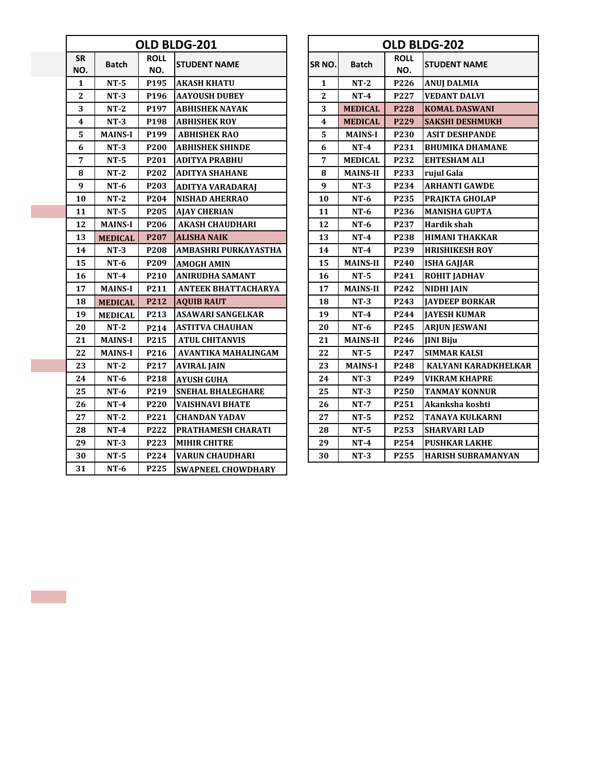## OLD BLDG-201

| SR NO. | Batch | ROLL NO. | STUDENT NAME |
|---|---|---|---|
| 1 | NT-5 | P195 | AKASH KHATU |
| 2 | NT-3 | P196 | AAYOUSH DUBEY |
| 3 | NT-2 | P197 | ABHISHEK NAYAK |
| 4 | NT-3 | P198 | ABHISHEK ROY |
| 5 | MAINS-I | P199 | ABHISHEK RAO |
| 6 | NT-3 | P200 | ABHISHEK SHINDE |
| 7 | NT-5 | P201 | ADITYA PRABHU |
| 8 | NT-2 | P202 | ADITYA SHAHANE |
| 9 | NT-6 | P203 | ADITYA VARADARAJ |
| 10 | NT-2 | P204 | NISHAD AHERRAO |
| 11 | NT-5 | P205 | AJAY CHERIAN |
| 12 | MAINS-I | P206 | AKASH CHAUDHARI |
| 13 | MEDICAL | P207 | ALISHA NAIK |
| 14 | NT-3 | P208 | AMBASHRI PURKAYASTHA |
| 15 | NT-6 | P209 | AMOGH AMIN |
| 16 | NT-4 | P210 | ANIRUDHA SAMANT |
| 17 | MAINS-I | P211 | ANTEEK BHATTACHARYA |
| 18 | MEDICAL | P212 | AQUIB RAUT |
| 19 | MEDICAL | P213 | ASAWARI SANGELKAR |
| 20 | NT-2 | P214 | ASTITVA CHAUHAN |
| 21 | MAINS-I | P215 | ATUL CHITANVIS |
| 22 | MAINS-I | P216 | AVANTIKA MAHALINGAM |
| 23 | NT-2 | P217 | AVIRAL JAIN |
| 24 | NT-6 | P218 | AYUSH GUHA |
| 25 | NT-6 | P219 | SNEHAL BHALEGHARE |
| 26 | NT-4 | P220 | VAISHNAVI BHATE |
| 27 | NT-2 | P221 | CHANDAN YADAV |
| 28 | NT-4 | P222 | PRATHAMESH CHARATI |
| 29 | NT-3 | P223 | MIHIR CHITRE |
| 30 | NT-5 | P224 | VARUN CHAUDHARI |
| 31 | NT-6 | P225 | SWAPNEEL CHOWDHARY |

## OLD BLDG-202

| SR NO. | Batch | ROLL NO. | STUDENT NAME |
|---|---|---|---|
| 1 | NT-2 | P226 | ANUJ DALMIA |
| 2 | NT-4 | P227 | VEDANT DALVI |
| 3 | MEDICAL | P228 | KOMAL DASWANI |
| 4 | MEDICAL | P229 | SAKSHI DESHMUKH |
| 5 | MAINS-I | P230 | ASIT DESHPANDE |
| 6 | NT-4 | P231 | BHUMIKA DHAMANE |
| 7 | MEDICAL | P232 | EHTESHAM ALI |
| 8 | MAINS-II | P233 | rujul Gala |
| 9 | NT-3 | P234 | ARHANTI GAWDE |
| 10 | NT-6 | P235 | PRAJKTA GHOLAP |
| 11 | NT-6 | P236 | MANISHA GUPTA |
| 12 | NT-6 | P237 | Hardik shah |
| 13 | NT-4 | P238 | HIMANI THAKKAR |
| 14 | NT-4 | P239 | HRISHIKESH ROY |
| 15 | MAINS-II | P240 | ISHA GAJJAR |
| 16 | NT-5 | P241 | ROHIT JADHAV |
| 17 | MAINS-II | P242 | NIDHI JAIN |
| 18 | NT-3 | P243 | JAYDEEP BORKAR |
| 19 | NT-4 | P244 | JAYESH KUMAR |
| 20 | NT-6 | P245 | ARJUN JESWANI |
| 21 | MAINS-II | P246 | JINI Biju |
| 22 | NT-5 | P247 | SIMMAR KALSI |
| 23 | MAINS-I | P248 | KALYANI KARADKHELKAR |
| 24 | NT-3 | P249 | VIKRAM KHAPRE |
| 25 | NT-3 | P250 | TANMAY KONNUR |
| 26 | NT-7 | P251 | Akanksha koshti |
| 27 | NT-5 | P252 | TANAYA KULKARNI |
| 28 | NT-5 | P253 | SHARVARI LAD |
| 29 | NT-4 | P254 | PUSHKAR LAKHE |
| 30 | NT-3 | P255 | HARISH SUBRAMANYAN |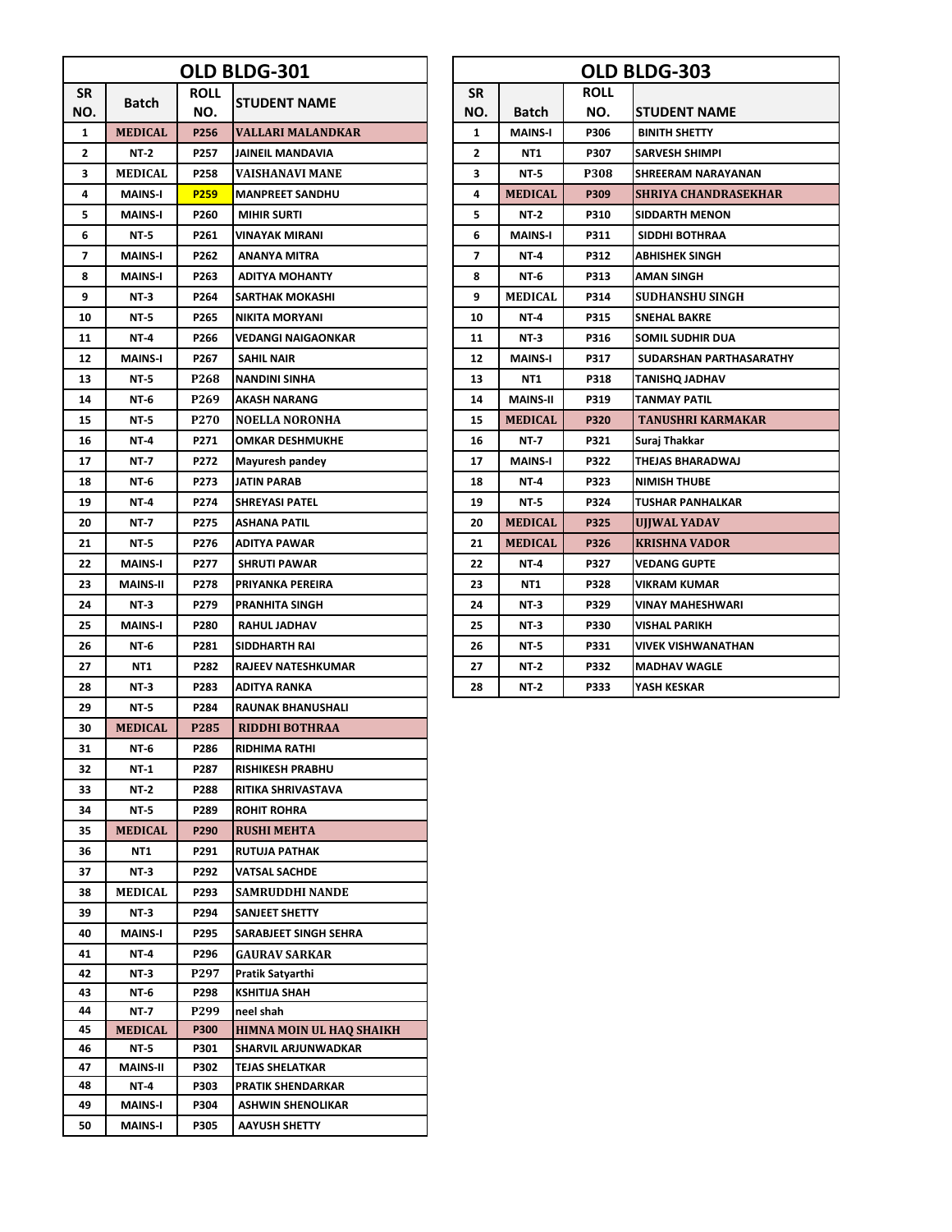## OLD BLDG-301

| SR NO. | Batch | ROLL NO. | STUDENT NAME |
|---|---|---|---|
| 1 | MEDICAL | P256 | VALLARI MALANDKAR |
| 2 | NT-2 | P257 | JAINEIL MANDAVIA |
| 3 | MEDICAL | P258 | VAISHANAVI MANE |
| 4 | MAINS-I | P259 | MANPREET SANDHU |
| 5 | MAINS-I | P260 | MIHIR SURTI |
| 6 | NT-5 | P261 | VINAYAK MIRANI |
| 7 | MAINS-I | P262 | ANANYA MITRA |
| 8 | MAINS-I | P263 | ADITYA MOHANTY |
| 9 | NT-3 | P264 | SARTHAK MOKASHI |
| 10 | NT-5 | P265 | NIKITA MORYANI |
| 11 | NT-4 | P266 | VEDANGI NAIGAONKAR |
| 12 | MAINS-I | P267 | SAHIL NAIR |
| 13 | NT-5 | P268 | NANDINI SINHA |
| 14 | NT-6 | P269 | AKASH NARANG |
| 15 | NT-5 | P270 | NOELLA NORONHA |
| 16 | NT-4 | P271 | OMKAR DESHMUKHE |
| 17 | NT-7 | P272 | Mayuresh pandey |
| 18 | NT-6 | P273 | JATIN PARAB |
| 19 | NT-4 | P274 | SHREYASI PATEL |
| 20 | NT-7 | P275 | ASHANA PATIL |
| 21 | NT-5 | P276 | ADITYA PAWAR |
| 22 | MAINS-I | P277 | SHRUTI PAWAR |
| 23 | MAINS-II | P278 | PRIYANKA PEREIRA |
| 24 | NT-3 | P279 | PRANHITA SINGH |
| 25 | MAINS-I | P280 | RAHUL JADHAV |
| 26 | NT-6 | P281 | SIDDHARTH RAI |
| 27 | NT1 | P282 | RAJEEV NATESHKUMAR |
| 28 | NT-3 | P283 | ADITYA RANKA |
| 29 | NT-5 | P284 | RAUNAK BHANUSHALI |
| 30 | MEDICAL | P285 | RIDDHI BOTHRAA |
| 31 | NT-6 | P286 | RIDHIMA RATHI |
| 32 | NT-1 | P287 | RISHIKESH PRABHU |
| 33 | NT-2 | P288 | RITIKA SHRIVASTAVA |
| 34 | NT-5 | P289 | ROHIT ROHRA |
| 35 | MEDICAL | P290 | RUSHI MEHTA |
| 36 | NT1 | P291 | RUTUJA PATHAK |
| 37 | NT-3 | P292 | VATSAL SACHDE |
| 38 | MEDICAL | P293 | SAMRUDDHI NANDE |
| 39 | NT-3 | P294 | SANJEET SHETTY |
| 40 | MAINS-I | P295 | SARABJEET SINGH SEHRA |
| 41 | NT-4 | P296 | GAURAV SARKAR |
| 42 | NT-3 | P297 | Pratik Satyarthi |
| 43 | NT-6 | P298 | KSHITIJA SHAH |
| 44 | NT-7 | P299 | neel shah |
| 45 | MEDICAL | P300 | HIMNA MOIN UL HAQ SHAIKH |
| 46 | NT-5 | P301 | SHARVIL ARJUNWADKAR |
| 47 | MAINS-II | P302 | TEJAS SHELATKAR |
| 48 | NT-4 | P303 | PRATIK SHENDARKAR |
| 49 | MAINS-I | P304 | ASHWIN SHENOLIKAR |
| 50 | MAINS-I | P305 | AAYUSH SHETTY |

## OLD BLDG-303

| SR NO. | Batch | ROLL NO. | STUDENT NAME |
|---|---|---|---|
| 1 | MAINS-I | P306 | BINITH SHETTY |
| 2 | NT1 | P307 | SARVESH SHIMPI |
| 3 | NT-5 | P308 | SHREERAM NARAYANAN |
| 4 | MEDICAL | P309 | SHRIYA CHANDRASEKHAR |
| 5 | NT-2 | P310 | SIDDARTH MENON |
| 6 | MAINS-I | P311 | SIDDHI BOTHRAA |
| 7 | NT-4 | P312 | ABHISHEK SINGH |
| 8 | NT-6 | P313 | AMAN SINGH |
| 9 | MEDICAL | P314 | SUDHANSHU SINGH |
| 10 | NT-4 | P315 | SNEHAL BAKRE |
| 11 | NT-3 | P316 | SOMIL SUDHIR DUA |
| 12 | MAINS-I | P317 | SUDARSHAN PARTHASARATHY |
| 13 | NT1 | P318 | TANISHQ JADHAV |
| 14 | MAINS-II | P319 | TANMAY PATIL |
| 15 | MEDICAL | P320 | TANUSHRI KARMAKAR |
| 16 | NT-7 | P321 | Suraj Thakkar |
| 17 | MAINS-I | P322 | THEJAS BHARADWAJ |
| 18 | NT-4 | P323 | NIMISH THUBE |
| 19 | NT-5 | P324 | TUSHAR PANHALKAR |
| 20 | MEDICAL | P325 | UJJWAL YADAV |
| 21 | MEDICAL | P326 | KRISHNA VADOR |
| 22 | NT-4 | P327 | VEDANG GUPTE |
| 23 | NT1 | P328 | VIKRAM KUMAR |
| 24 | NT-3 | P329 | VINAY MAHESHWARI |
| 25 | NT-3 | P330 | VISHAL PARIKH |
| 26 | NT-5 | P331 | VIVEK VISHWANATHAN |
| 27 | NT-2 | P332 | MADHAV WAGLE |
| 28 | NT-2 | P333 | YASH KESKAR |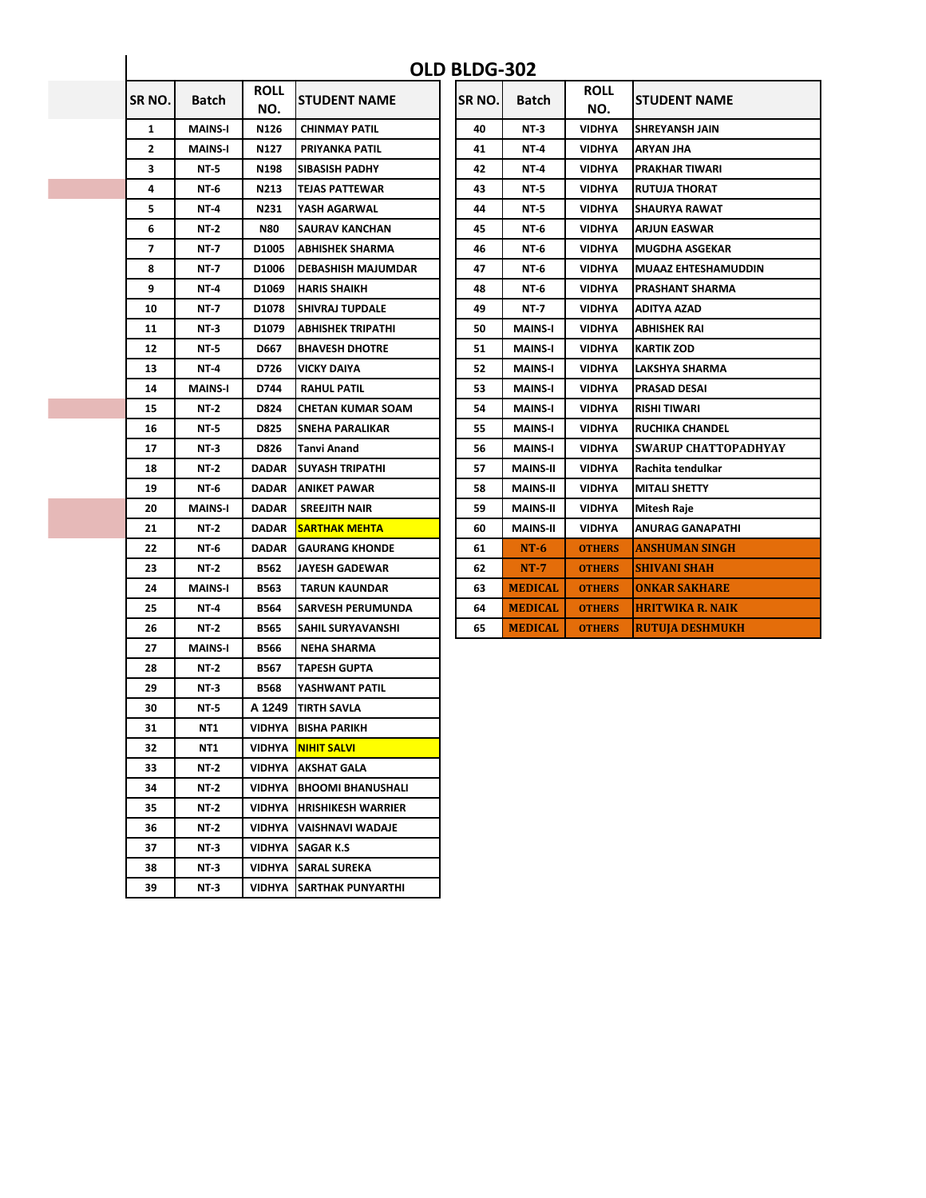# OLD BLDG-302

| SR NO. | Batch | ROLL NO. | STUDENT NAME |
|---|---|---|---|
| 1 | MAINS-I | N126 | CHINMAY PATIL |
| 2 | MAINS-I | N127 | PRIYANKA PATIL |
| 3 | NT-5 | N198 | SIBASISH PADHY |
| 4 | NT-6 | N213 | TEJAS PATTEWAR |
| 5 | NT-4 | N231 | YASH AGARWAL |
| 6 | NT-2 | N80 | SAURAV KANCHAN |
| 7 | NT-7 | D1005 | ABHISHEK SHARMA |
| 8 | NT-7 | D1006 | DEBASHISH MAJUMDAR |
| 9 | NT-4 | D1069 | HARIS SHAIKH |
| 10 | NT-7 | D1078 | SHIVRAJ TUPDALE |
| 11 | NT-3 | D1079 | ABHISHEK TRIPATHI |
| 12 | NT-5 | D667 | BHAVESH DHOTRE |
| 13 | NT-4 | D726 | VICKY DAIYA |
| 14 | MAINS-I | D744 | RAHUL PATIL |
| 15 | NT-2 | D824 | CHETAN KUMAR SOAM |
| 16 | NT-5 | D825 | SNEHA PARALIKAR |
| 17 | NT-3 | D826 | Tanvi Anand |
| 18 | NT-2 | DADAR | SUYASH TRIPATHI |
| 19 | NT-6 | DADAR | ANIKET PAWAR |
| 20 | MAINS-I | DADAR | SREEJITH NAIR |
| 21 | NT-2 | DADAR | SARTHAK MEHTA |
| 22 | NT-6 | DADAR | GAURANG KHONDE |
| 23 | NT-2 | B562 | JAYESH GADEWAR |
| 24 | MAINS-I | B563 | TARUN KAUNDAR |
| 25 | NT-4 | B564 | SARVESH PERUMUNDA |
| 26 | NT-2 | B565 | SAHIL SURYAVANSHI |
| 27 | MAINS-I | B566 | NEHA SHARMA |
| 28 | NT-2 | B567 | TAPESH GUPTA |
| 29 | NT-3 | B568 | YASHWANT PATIL |
| 30 | NT-5 | A 1249 | TIRTH SAVLA |
| 31 | NT1 | VIDHYA | BISHA PARIKH |
| 32 | NT1 | VIDHYA | NIHIT SALVI |
| 33 | NT-2 | VIDHYA | AKSHAT GALA |
| 34 | NT-2 | VIDHYA | BHOOMI BHANUSHALI |
| 35 | NT-2 | VIDHYA | HRISHIKESH WARRIER |
| 36 | NT-2 | VIDHYA | VAISHNAVI WADAJE |
| 37 | NT-3 | VIDHYA | SAGAR K.S |
| 38 | NT-3 | VIDHYA | SARAL SUREKA |
| 39 | NT-3 | VIDHYA | SARTHAK PUNYARTHI |
| 40 | NT-3 | VIDHYA | SHREYANSH JAIN |
| 41 | NT-4 | VIDHYA | ARYAN JHA |
| 42 | NT-4 | VIDHYA | PRAKHAR TIWARI |
| 43 | NT-5 | VIDHYA | RUTUJA THORAT |
| 44 | NT-5 | VIDHYA | SHAURYA RAWAT |
| 45 | NT-6 | VIDHYA | ARJUN EASWAR |
| 46 | NT-6 | VIDHYA | MUGDHA ASGEKAR |
| 47 | NT-6 | VIDHYA | MUAAZ EHTESHAMUDDIN |
| 48 | NT-6 | VIDHYA | PRASHANT SHARMA |
| 49 | NT-7 | VIDHYA | ADITYA AZAD |
| 50 | MAINS-I | VIDHYA | ABHISHEK RAI |
| 51 | MAINS-I | VIDHYA | KARTIK ZOD |
| 52 | MAINS-I | VIDHYA | LAKSHYA SHARMA |
| 53 | MAINS-I | VIDHYA | PRASAD DESAI |
| 54 | MAINS-I | VIDHYA | RISHI TIWARI |
| 55 | MAINS-I | VIDHYA | RUCHIKA CHANDEL |
| 56 | MAINS-I | VIDHYA | SWARUP CHATTOPADHYAY |
| 57 | MAINS-II | VIDHYA | Rachita tendulkar |
| 58 | MAINS-II | VIDHYA | MITALI SHETTY |
| 59 | MAINS-II | VIDHYA | Mitesh Raje |
| 60 | MAINS-II | VIDHYA | ANURAG GANAPATHI |
| 61 | NT-6 | OTHERS | ANSHUMAN SINGH |
| 62 | NT-7 | OTHERS | SHIVANI SHAH |
| 63 | MEDICAL | OTHERS | ONKAR SAKHARE |
| 64 | MEDICAL | OTHERS | HRITWIKA R. NAIK |
| 65 | MEDICAL | OTHERS | RUTUJA DESHMUKH |